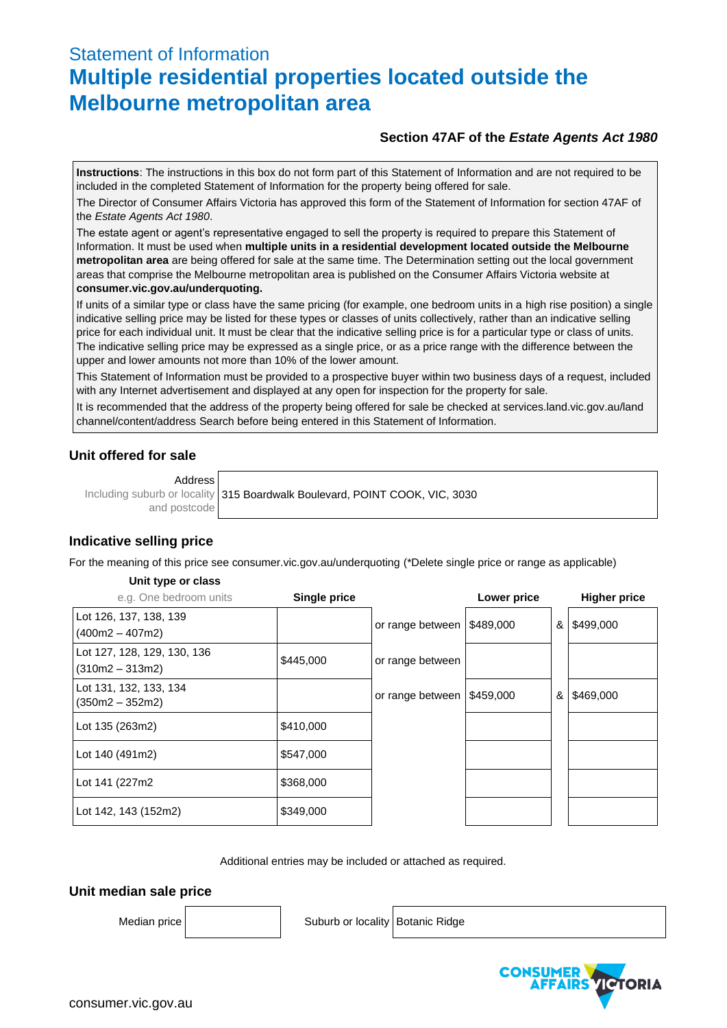Statement of Information

# Multiple residential properties located outside the Melbourne metropolitan area

**Section 47AF of the *Estate Agents Act 1980***

**Instructions**: The instructions in this box do not form part of this Statement of Information and are not required to be included in the completed Statement of Information for the property being offered for sale.

The Director of Consumer Affairs Victoria has approved this form of the Statement of Information for section 47AF of the *Estate Agents Act 1980*.

The estate agent or agent's representative engaged to sell the property is required to prepare this Statement of Information. It must be used when **multiple units in a residential development located outside the Melbourne metropolitan area** are being offered for sale at the same time. The Determination setting out the local government areas that comprise the Melbourne metropolitan area is published on the Consumer Affairs Victoria website at **consumer.vic.gov.au/underquoting.**

If units of a similar type or class have the same pricing (for example, one bedroom units in a high rise position) a single indicative selling price may be listed for these types or classes of units collectively, rather than an indicative selling price for each individual unit. It must be clear that the indicative selling price is for a particular type or class of units. The indicative selling price may be expressed as a single price, or as a price range with the difference between the upper and lower amounts not more than 10% of the lower amount.

This Statement of Information must be provided to a prospective buyer within two business days of a request, included with any Internet advertisement and displayed at any open for inspection for the property for sale.

It is recommended that the address of the property being offered for sale be checked at services.land.vic.gov.au/land channel/content/address Search before being entered in this Statement of Information.

## Unit offered for sale

| Address Including suburb or locality and postcode | 315 Boardwalk Boulevard, POINT COOK, VIC, 3030 |
|---|---|

## Indicative selling price

For the meaning of this price see consumer.vic.gov.au/underquoting (*Delete single price or range as applicable)

| Unit type or class e.g. One bedroom units | Single price | | Lower price | | Higher price |
|---|---|---|---|---|---|
| Lot 126, 137, 138, 139 (400m2 – 407m2) | | or range between | $489,000 | & | $499,000 |
| Lot 127, 128, 129, 130, 136 (310m2 – 313m2) | $445,000 | or range between | | | |
| Lot 131, 132, 133, 134 (350m2 – 352m2) | | or range between | $459,000 | & | $469,000 |
| Lot 135 (263m2) | $410,000 | | | | |
| Lot 140 (491m2) | $547,000 | | | | |
| Lot 141 (227m2 | $368,000 | | | | |
| Lot 142, 143 (152m2) | $349,000 | | | | |

Additional entries may be included or attached as required.

## Unit median sale price

| Median price | | Suburb or locality | Botanic Ridge |
|---|---|---|---|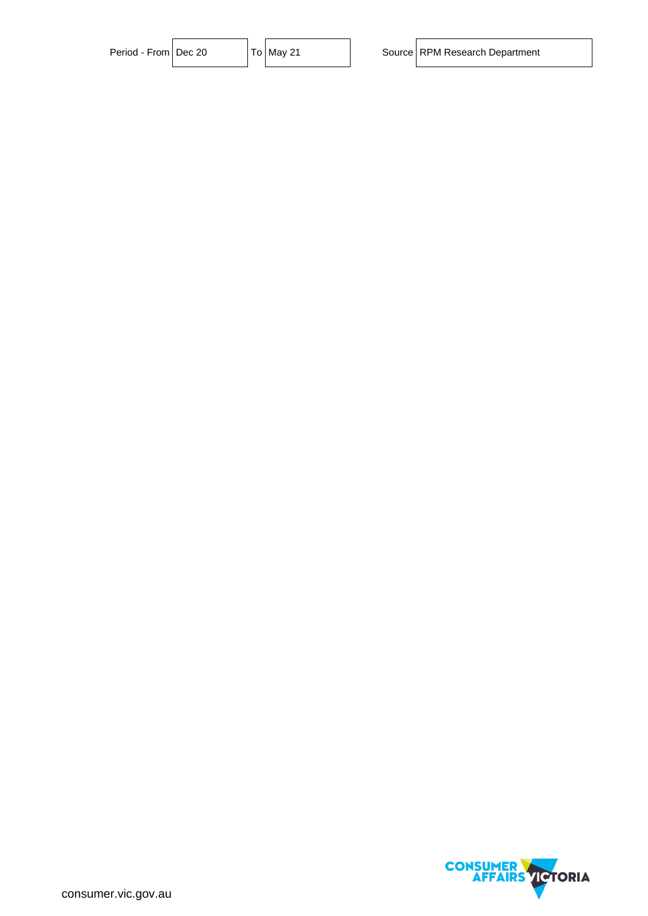| Period - From | Dec 20 | To | May 21 | Source | RPM Research Department |
|---|---|---|---|---|---|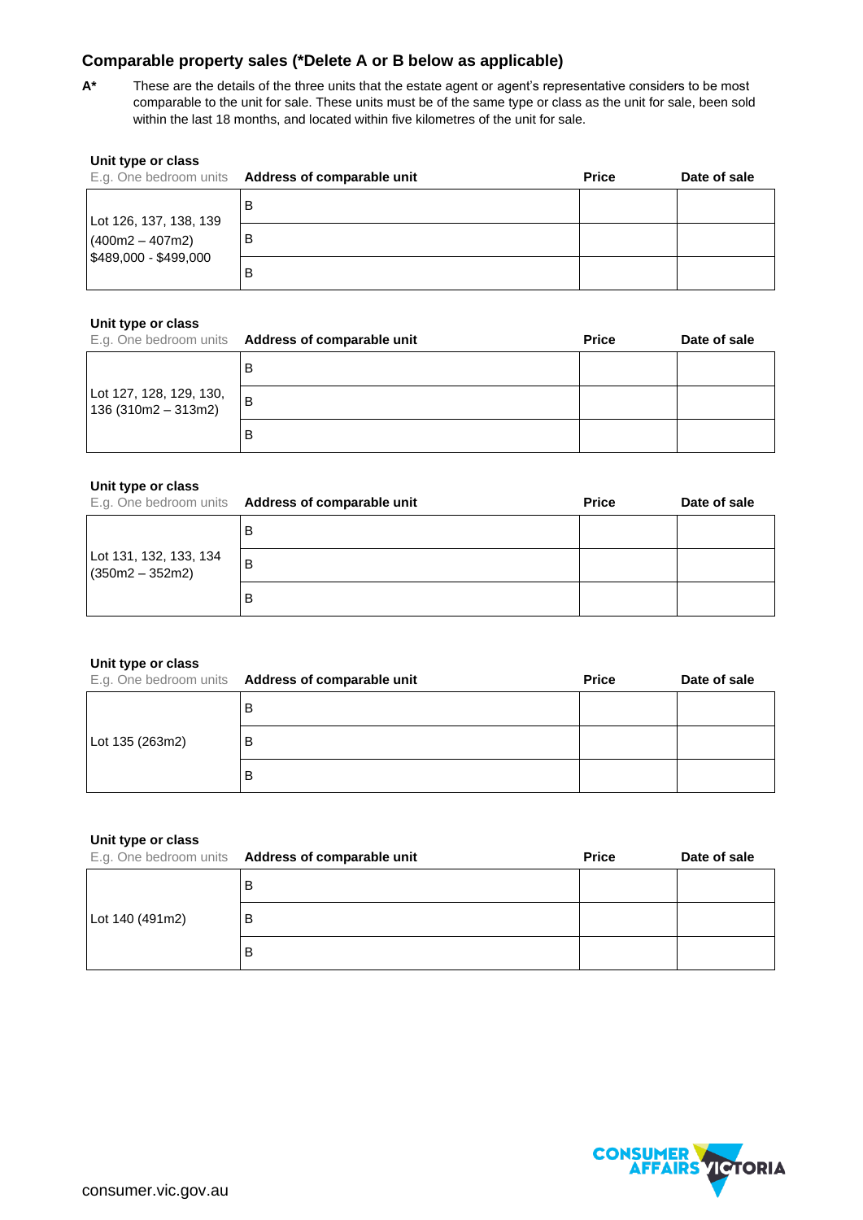### Comparable property sales (*Delete A or B below as applicable)

**A*** These are the details of the three units that the estate agent or agent's representative considers to be most comparable to the unit for sale. These units must be of the same type or class as the unit for sale, been sold within the last 18 months, and located within five kilometres of the unit for sale.

| **Unit type or class** E.g. One bedroom units | **Address of comparable unit** | **Price** | **Date of sale** |
|---|---|---|---|
| Lot 126, 137, 138, 139 (400m2 – 407m2) $489,000 - $499,000 | B | | |
| | B | | |
| | B | | |

| **Unit type or class** E.g. One bedroom units | **Address of comparable unit** | **Price** | **Date of sale** |
|---|---|---|---|
| Lot 127, 128, 129, 130, 136 (310m2 – 313m2) | B | | |
| | B | | |
| | B | | |

| **Unit type or class** E.g. One bedroom units | **Address of comparable unit** | **Price** | **Date of sale** |
|---|---|---|---|
| Lot 131, 132, 133, 134 (350m2 – 352m2) | B | | |
| | B | | |
| | B | | |

| **Unit type or class** E.g. One bedroom units | **Address of comparable unit** | **Price** | **Date of sale** |
|---|---|---|---|
| Lot 135 (263m2) | B | | |
| | B | | |
| | B | | |

| **Unit type or class** E.g. One bedroom units | **Address of comparable unit** | **Price** | **Date of sale** |
|---|---|---|---|
| Lot 140 (491m2) | B | | |
| | B | | |
| | B | | |

consumer.vic.gov.au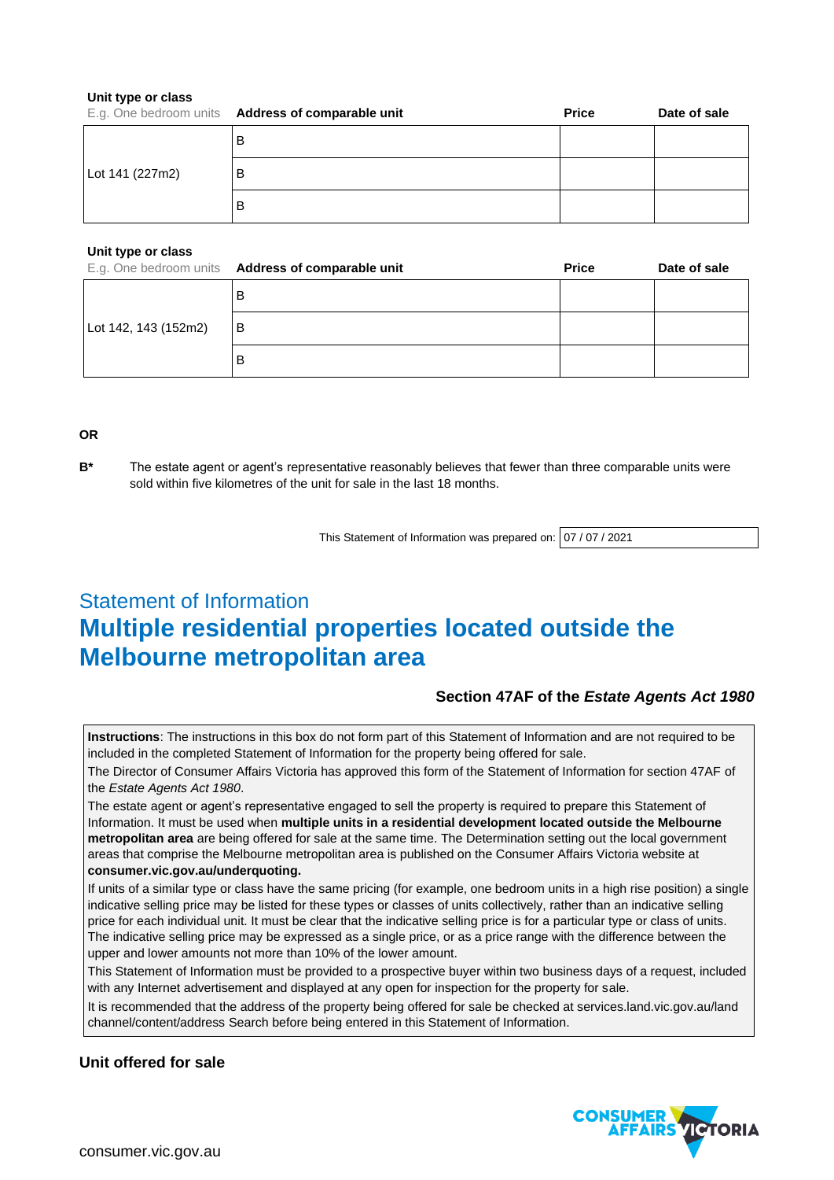| Unit type or class<br>E.g. One bedroom units | Address of comparable unit | Price | Date of sale |
|---|---|---|---|
| Lot 141 (227m2) | B | | |
| | B | | |
| | B | | |

| Unit type or class<br>E.g. One bedroom units | Address of comparable unit | Price | Date of sale |
|---|---|---|---|
| Lot 142, 143 (152m2) | B | | |
| | B | | |
| | B | | |

**OR**

**B*** The estate agent or agent's representative reasonably believes that fewer than three comparable units were sold within five kilometres of the unit for sale in the last 18 months.

This Statement of Information was prepared on: 07 / 07 / 2021

## Statement of Information

# Multiple residential properties located outside the Melbourne metropolitan area

### Section 47AF of the *Estate Agents Act 1980*

**Instructions**: The instructions in this box do not form part of this Statement of Information and are not required to be included in the completed Statement of Information for the property being offered for sale.

The Director of Consumer Affairs Victoria has approved this form of the Statement of Information for section 47AF of the *Estate Agents Act 1980*.

The estate agent or agent's representative engaged to sell the property is required to prepare this Statement of Information. It must be used when **multiple units in a residential development located outside the Melbourne metropolitan area** are being offered for sale at the same time. The Determination setting out the local government areas that comprise the Melbourne metropolitan area is published on the Consumer Affairs Victoria website at **consumer.vic.gov.au/underquoting.**

If units of a similar type or class have the same pricing (for example, one bedroom units in a high rise position) a single indicative selling price may be listed for these types or classes of units collectively, rather than an indicative selling price for each individual unit. It must be clear that the indicative selling price is for a particular type or class of units. The indicative selling price may be expressed as a single price, or as a price range with the difference between the upper and lower amounts not more than 10% of the lower amount.

This Statement of Information must be provided to a prospective buyer within two business days of a request, included with any Internet advertisement and displayed at any open for inspection for the property for sale.

It is recommended that the address of the property being offered for sale be checked at services.land.vic.gov.au/land channel/content/address Search before being entered in this Statement of Information.

### Unit offered for sale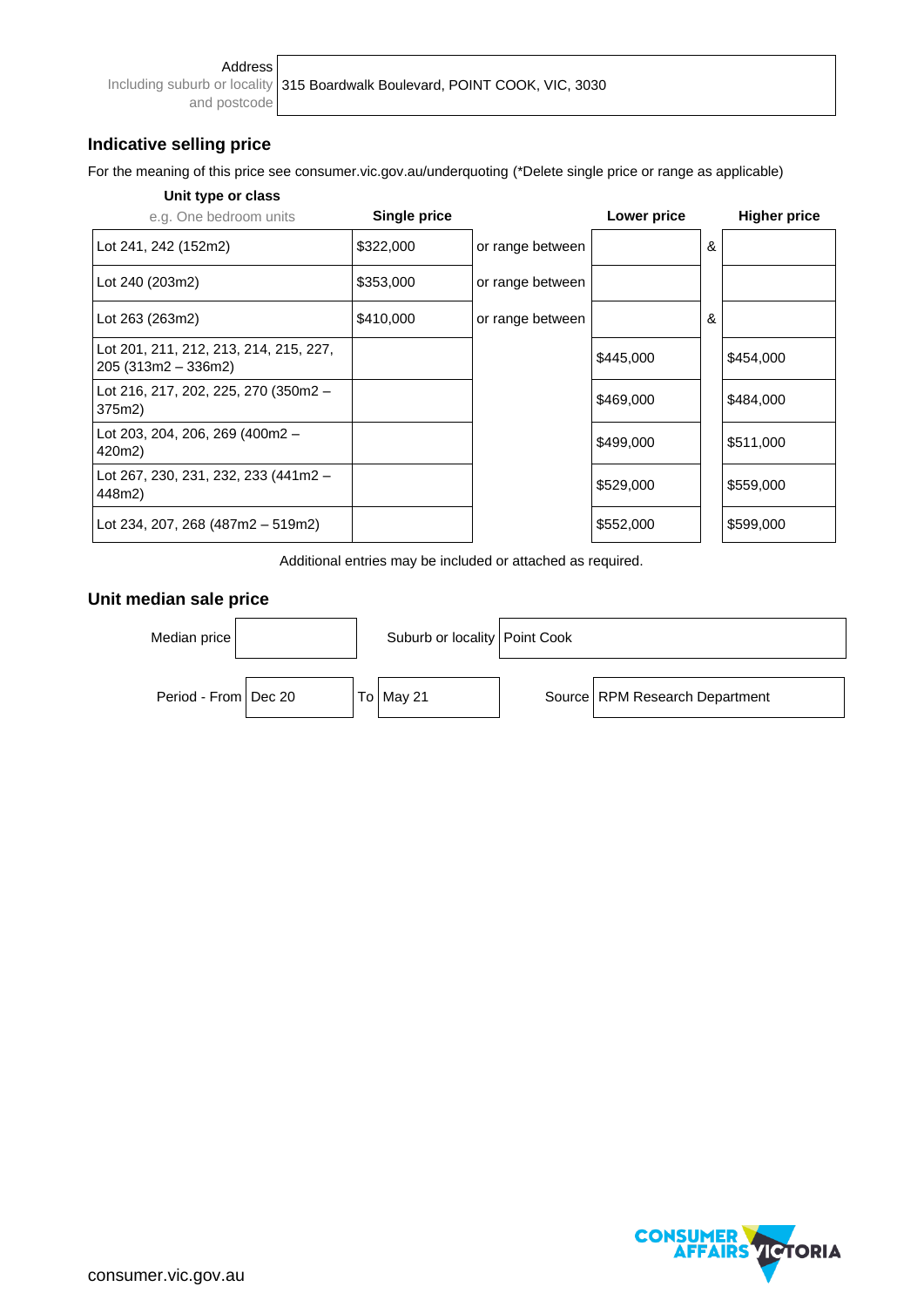| Address<br>Including suburb or locality and postcode | 315 Boardwalk Boulevard, POINT COOK, VIC, 3030 |
|---|---|

## Indicative selling price

For the meaning of this price see consumer.vic.gov.au/underquoting (*Delete single price or range as applicable)

| Unit type or class<br>e.g. One bedroom units | Single price | | Lower price | | Higher price |
|---|---|---|---|---|---|
| Lot 241, 242 (152m2) | $322,000 | or range between | | & | |
| Lot 240 (203m2) | $353,000 | or range between | | | |
| Lot 263 (263m2) | $410,000 | or range between | | & | |
| Lot 201, 211, 212, 213, 214, 215, 227, 205 (313m2 – 336m2) | | | $445,000 | | $454,000 |
| Lot 216, 217, 202, 225, 270 (350m2 – 375m2) | | | $469,000 | | $484,000 |
| Lot 203, 204, 206, 269 (400m2 – 420m2) | | | $499,000 | | $511,000 |
| Lot 267, 230, 231, 232, 233 (441m2 – 448m2) | | | $529,000 | | $559,000 |
| Lot 234, 207, 268 (487m2 – 519m2) | | | $552,000 | | $599,000 |

Additional entries may be included or attached as required.

## Unit median sale price

| Median price | | Suburb or locality | Point Cook |
|---|---|---|---|
| Period - From | Dec 20 | To | May 21 |
| Source | RPM Research Department | | |

consumer.vic.gov.au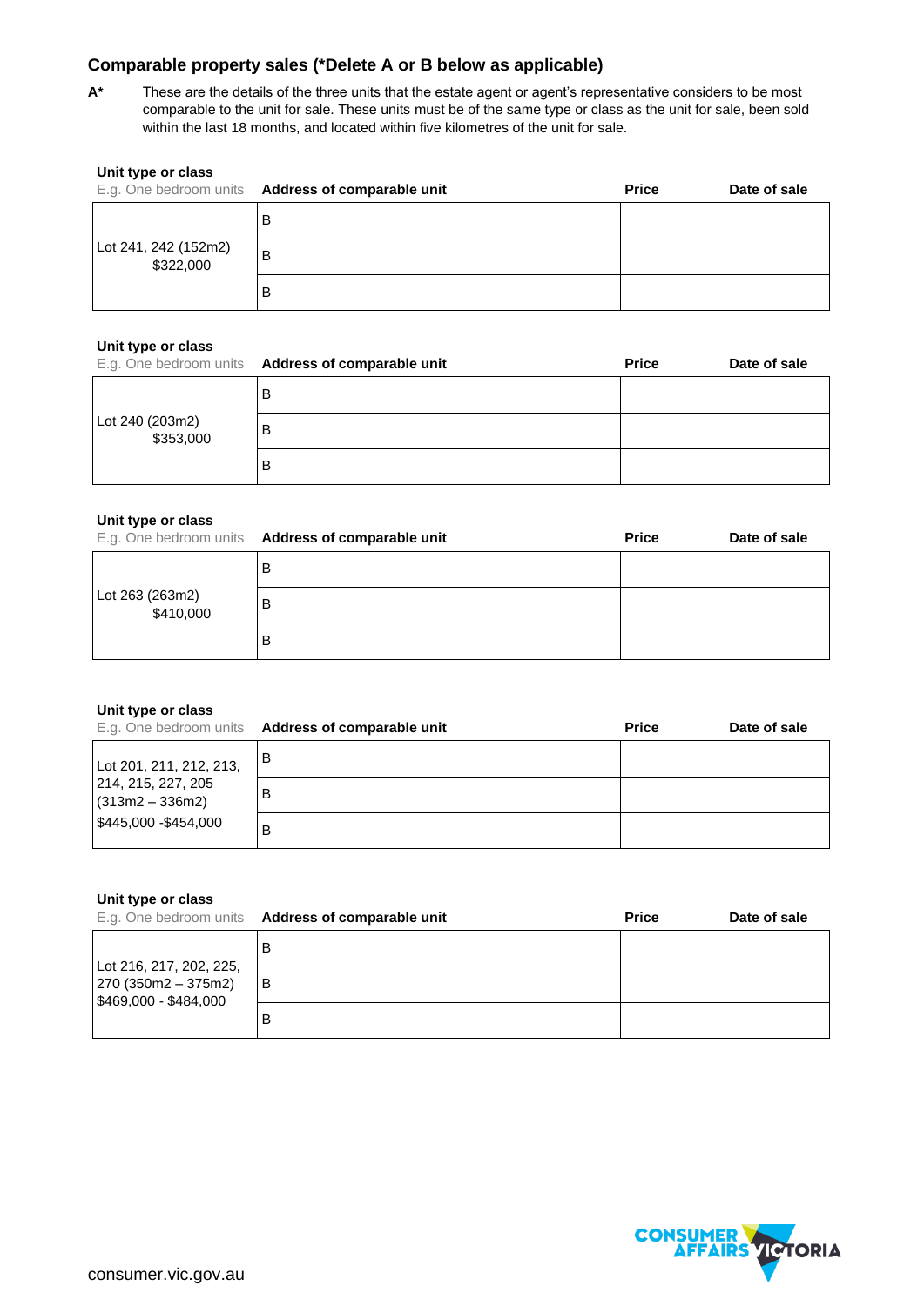## Comparable property sales (*Delete A or B below as applicable)

**A*** These are the details of the three units that the estate agent or agent's representative considers to be most comparable to the unit for sale. These units must be of the same type or class as the unit for sale, been sold within the last 18 months, and located within five kilometres of the unit for sale.

| Unit type or class<br>E.g. One bedroom units | Address of comparable unit | Price | Date of sale |
|---|---|---|---|
| Lot 241, 242 (152m2)<br>$322,000 | B | | |
| | B | | |
| | B | | |

| Unit type or class<br>E.g. One bedroom units | Address of comparable unit | Price | Date of sale |
|---|---|---|---|
| Lot 240 (203m2)<br>$353,000 | B | | |
| | B | | |
| | B | | |

| Unit type or class<br>E.g. One bedroom units | Address of comparable unit | Price | Date of sale |
|---|---|---|---|
| Lot 263 (263m2)<br>$410,000 | B | | |
| | B | | |
| | B | | |

| Unit type or class<br>E.g. One bedroom units | Address of comparable unit | Price | Date of sale |
|---|---|---|---|
| Lot 201, 211, 212, 213, 214, 215, 227, 205 (313m2 – 336m2)<br>$445,000 -$454,000 | B | | |
| | B | | |
| | B | | |

| Unit type or class<br>E.g. One bedroom units | Address of comparable unit | Price | Date of sale |
|---|---|---|---|
| Lot 216, 217, 202, 225, 270 (350m2 – 375m2)<br>$469,000 - $484,000 | B | | |
| | B | | |
| | B | | |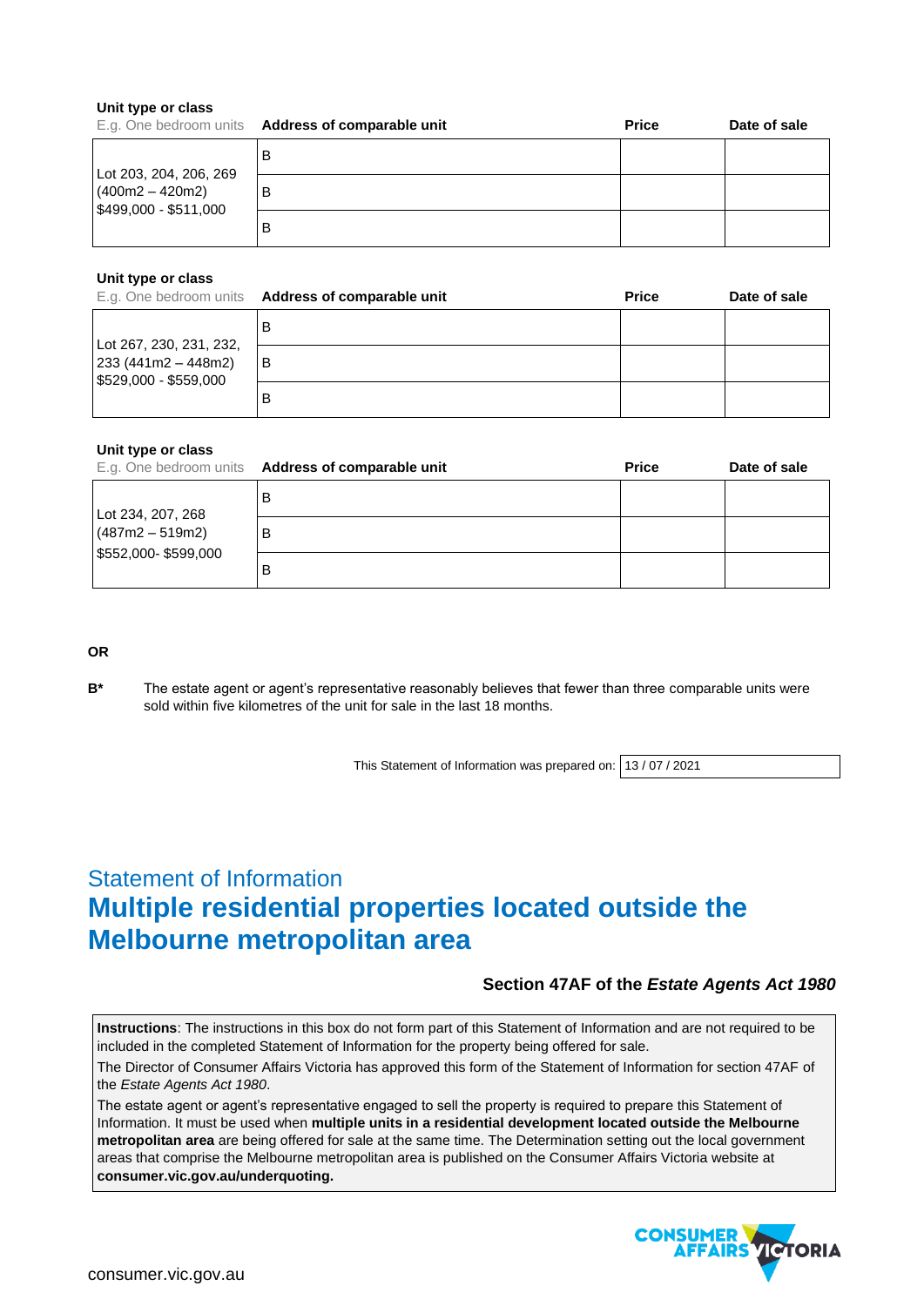| Unit type or class<br>E.g. One bedroom units | Address of comparable unit | Price | Date of sale |
|---|---|---|---|
| Lot 203, 204, 206, 269 (400m2 – 420m2) $499,000 - $511,000 | B | | |
| | B | | |
| | B | | |

| Unit type or class<br>E.g. One bedroom units | Address of comparable unit | Price | Date of sale |
|---|---|---|---|
| Lot 267, 230, 231, 232, 233 (441m2 – 448m2) $529,000 - $559,000 | B | | |
| | B | | |
| | B | | |

| Unit type or class<br>E.g. One bedroom units | Address of comparable unit | Price | Date of sale |
|---|---|---|---|
| Lot 234, 207, 268 (487m2 – 519m2) $552,000- $599,000 | B | | |
| | B | | |
| | B | | |

**OR**

**B*** The estate agent or agent's representative reasonably believes that fewer than three comparable units were sold within five kilometres of the unit for sale in the last 18 months.

This Statement of Information was prepared on: 13 / 07 / 2021

## Statement of Information

# Multiple residential properties located outside the Melbourne metropolitan area

**Section 47AF of the *Estate Agents Act 1980***

**Instructions**: The instructions in this box do not form part of this Statement of Information and are not required to be included in the completed Statement of Information for the property being offered for sale.

The Director of Consumer Affairs Victoria has approved this form of the Statement of Information for section 47AF of the *Estate Agents Act 1980*.

The estate agent or agent's representative engaged to sell the property is required to prepare this Statement of Information. It must be used when **multiple units in a residential development located outside the Melbourne metropolitan area** are being offered for sale at the same time. The Determination setting out the local government areas that comprise the Melbourne metropolitan area is published on the Consumer Affairs Victoria website at **consumer.vic.gov.au/underquoting.**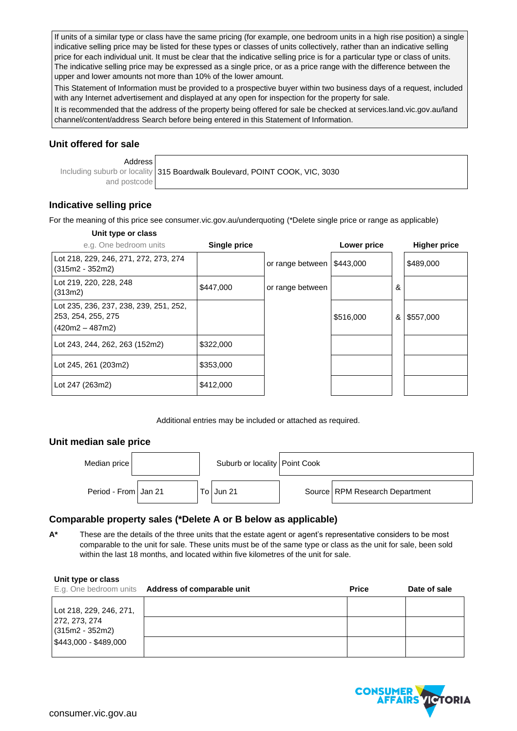If units of a similar type or class have the same pricing (for example, one bedroom units in a high rise position) a single indicative selling price may be listed for these types or classes of units collectively, rather than an indicative selling price for each individual unit. It must be clear that the indicative selling price is for a particular type or class of units. The indicative selling price may be expressed as a single price, or as a price range with the difference between the upper and lower amounts not more than 10% of the lower amount.

This Statement of Information must be provided to a prospective buyer within two business days of a request, included with any Internet advertisement and displayed at any open for inspection for the property for sale.

It is recommended that the address of the property being offered for sale be checked at services.land.vic.gov.au/land channel/content/address Search before being entered in this Statement of Information.

## Unit offered for sale

| Address Including suburb or locality and postcode | 315 Boardwalk Boulevard, POINT COOK, VIC, 3030 |
|---|---|

## Indicative selling price

For the meaning of this price see consumer.vic.gov.au/underquoting (*Delete single price or range as applicable)

| Unit type or class e.g. One bedroom units | Single price | | Lower price | | Higher price |
|---|---|---|---|---|---|
| Lot 218, 229, 246, 271, 272, 273, 274 (315m2 - 352m2) | | or range between | $443,000 | | $489,000 |
| Lot 219, 220, 228, 248 (313m2) | $447,000 | or range between | | & | |
| Lot 235, 236, 237, 238, 239, 251, 252, 253, 254, 255, 275 (420m2 – 487m2) | | | $516,000 | & | $557,000 |
| Lot 243, 244, 262, 263 (152m2) | $322,000 | | | | |
| Lot 245, 261 (203m2) | $353,000 | | | | |
| Lot 247 (263m2) | $412,000 | | | | |

Additional entries may be included or attached as required.

## Unit median sale price

| Median price | | Suburb or locality | Point Cook |
|---|---|---|---|
| Period - From | Jan 21 | To | Jun 21 |
| Source | RPM Research Department | | |

## Comparable property sales (*Delete A or B below as applicable)

**A*** These are the details of the three units that the estate agent or agent's representative considers to be most comparable to the unit for sale. These units must be of the same type or class as the unit for sale, been sold within the last 18 months, and located within five kilometres of the unit for sale.

| Unit type or class E.g. One bedroom units | Address of comparable unit | Price | Date of sale |
|---|---|---|---|
| Lot 218, 229, 246, 271, 272, 273, 274 (315m2 - 352m2) $443,000 - $489,000 | | | |
| | | | |
| | | | |

consumer.vic.gov.au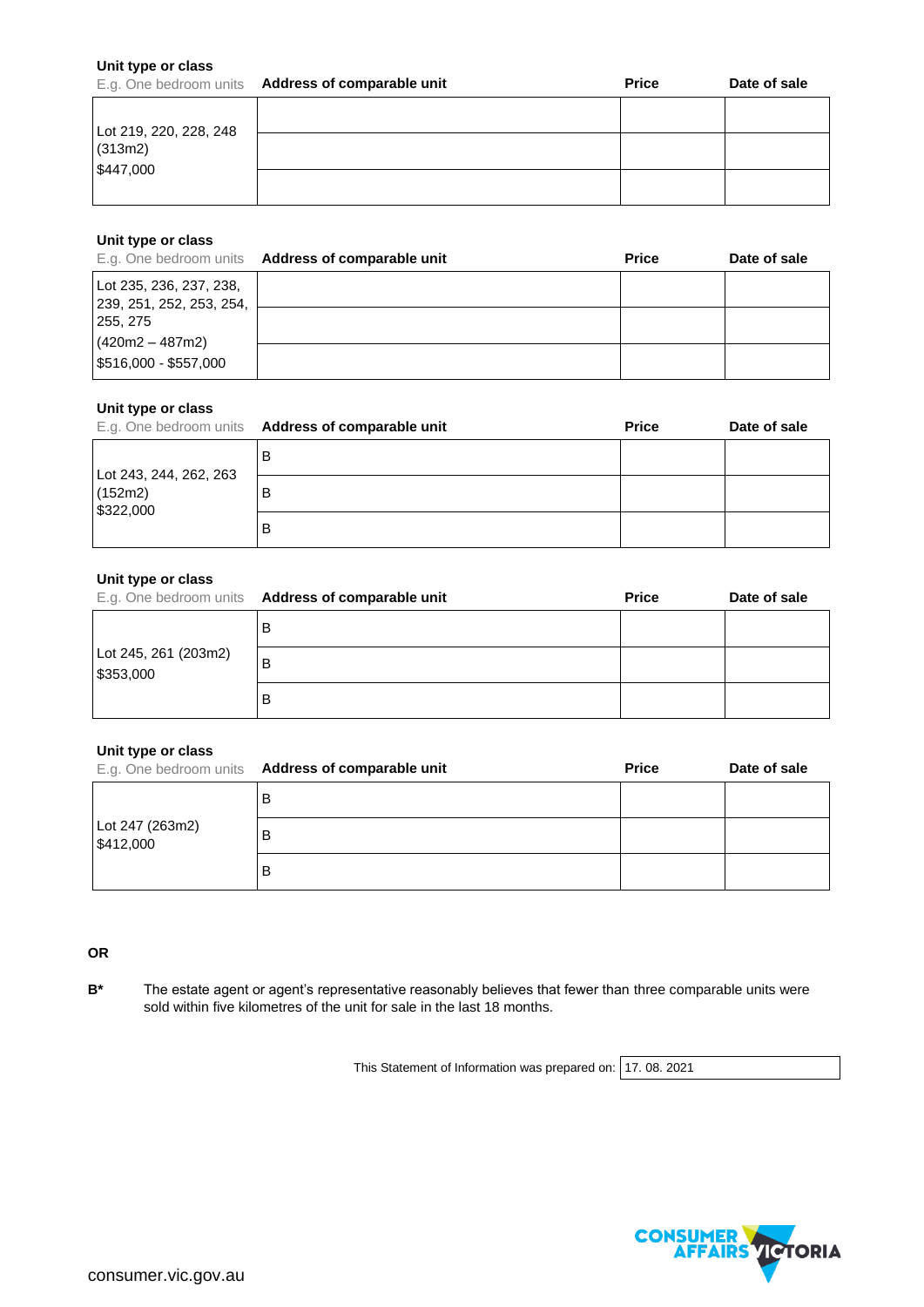**Unit type or class**

| E.g. One bedroom units | Address of comparable unit | Price | Date of sale |
|---|---|---|---|
| Lot 219, 220, 228, 248 (313m2) $447,000 | | | |
| | | | |
| | | | |

**Unit type or class**

| E.g. One bedroom units | Address of comparable unit | Price | Date of sale |
|---|---|---|---|
| Lot 235, 236, 237, 238, 239, 251, 252, 253, 254, 255, 275 (420m2 – 487m2) $516,000 - $557,000 | | | |
| | | | |
| | | | |

**Unit type or class**

| E.g. One bedroom units | Address of comparable unit | Price | Date of sale |
|---|---|---|---|
| Lot 243, 244, 262, 263 (152m2) $322,000 | B | | |
| | B | | |
| | B | | |

**Unit type or class**

| E.g. One bedroom units | Address of comparable unit | Price | Date of sale |
|---|---|---|---|
| Lot 245, 261 (203m2) $353,000 | B | | |
| | B | | |
| | B | | |

**Unit type or class**

| E.g. One bedroom units | Address of comparable unit | Price | Date of sale |
|---|---|---|---|
| Lot 247 (263m2) $412,000 | B | | |
| | B | | |
| | B | | |

**OR**

**B*** The estate agent or agent's representative reasonably believes that fewer than three comparable units were sold within five kilometres of the unit for sale in the last 18 months.

This Statement of Information was prepared on: 17. 08. 2021

consumer.vic.gov.au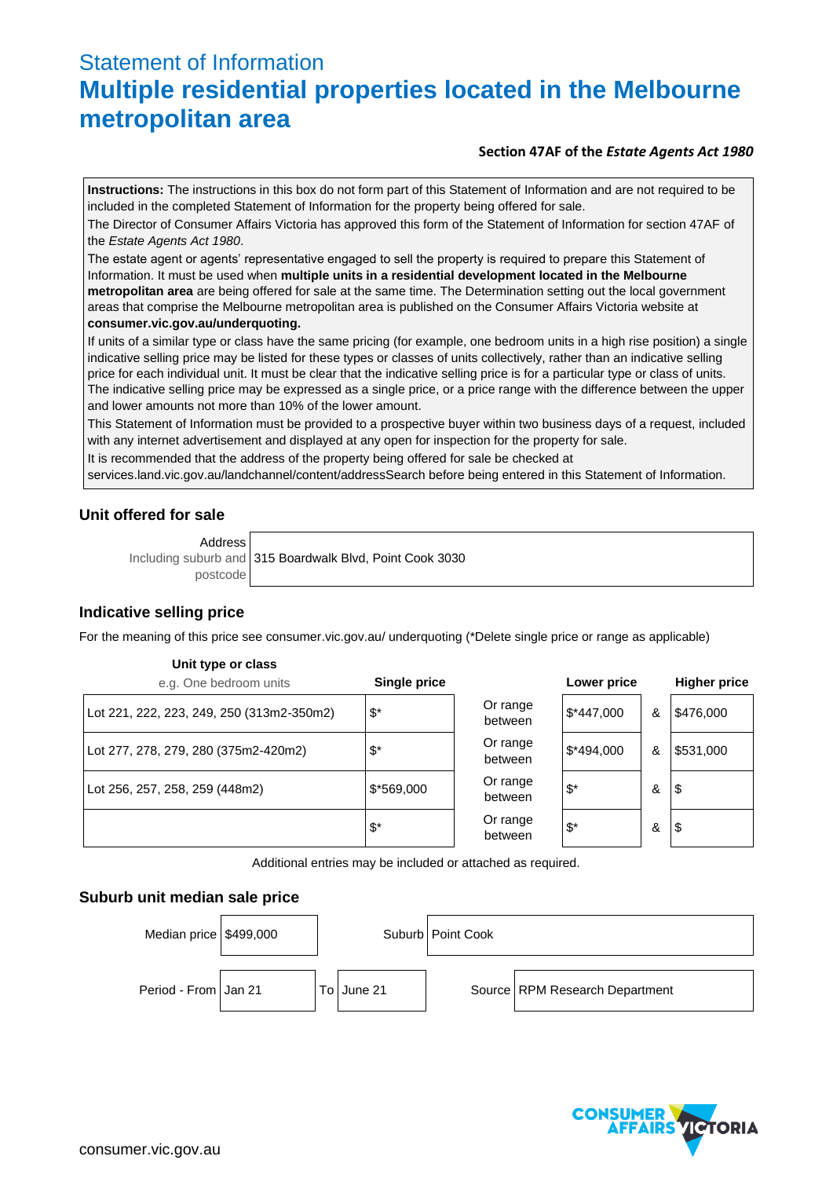# Statement of Information

# Multiple residential properties located in the Melbourne metropolitan area

**Section 47AF of the *Estate Agents Act 1980***

**Instructions:** The instructions in this box do not form part of this Statement of Information and are not required to be included in the completed Statement of Information for the property being offered for sale.

The Director of Consumer Affairs Victoria has approved this form of the Statement of Information for section 47AF of the *Estate Agents Act 1980*.

The estate agent or agents' representative engaged to sell the property is required to prepare this Statement of Information. It must be used when **multiple units in a residential development located in the Melbourne metropolitan area** are being offered for sale at the same time. The Determination setting out the local government areas that comprise the Melbourne metropolitan area is published on the Consumer Affairs Victoria website at **consumer.vic.gov.au/underquoting.**

If units of a similar type or class have the same pricing (for example, one bedroom units in a high rise position) a single indicative selling price may be listed for these types or classes of units collectively, rather than an indicative selling price for each individual unit. It must be clear that the indicative selling price is for a particular type or class of units. The indicative selling price may be expressed as a single price, or a price range with the difference between the upper and lower amounts not more than 10% of the lower amount.

This Statement of Information must be provided to a prospective buyer within two business days of a request, included with any internet advertisement and displayed at any open for inspection for the property for sale.

It is recommended that the address of the property being offered for sale be checked at services.land.vic.gov.au/landchannel/content/addressSearch before being entered in this Statement of Information.

## Unit offered for sale

| Address Including suburb and postcode | 315 Boardwalk Blvd, Point Cook 3030 |
|---|---|

## Indicative selling price

For the meaning of this price see consumer.vic.gov.au/ underquoting (*Delete single price or range as applicable)

| Unit type or class e.g. One bedroom units | Single price | | Lower price | | Higher price |
|---|---|---|---|---|---|
| Lot 221, 222, 223, 249, 250 (313m2-350m2) | $* | Or range between | $*447,000 | & | $476,000 |
| Lot 277, 278, 279, 280 (375m2-420m2) | $* | Or range between | $*494,000 | & | $531,000 |
| Lot 256, 257, 258, 259 (448m2) | $*569,000 | Or range between | $* | & | $ |
| | $* | Or range between | $* | & | $ |

Additional entries may be included or attached as required.

## Suburb unit median sale price

| Median price | $499,000 | | Suburb | Point Cook |
|---|---|---|---|---|
| Period - From | Jan 21 | To June 21 | Source | RPM Research Department |

consumer.vic.gov.au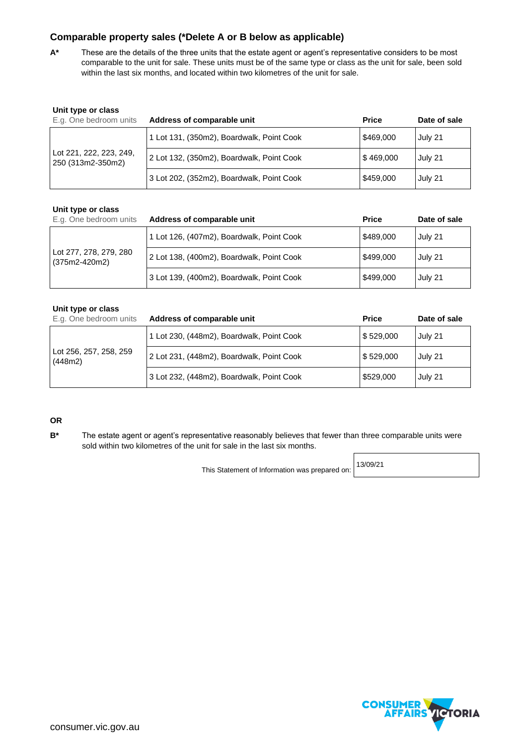## Comparable property sales (*Delete A or B below as applicable)

**A*** These are the details of the three units that the estate agent or agent's representative considers to be most comparable to the unit for sale. These units must be of the same type or class as the unit for sale, been sold within the last six months, and located within two kilometres of the unit for sale.

| Unit type or class<br>E.g. One bedroom units | Address of comparable unit | Price | Date of sale |
|---|---|---|---|
| Lot 221, 222, 223, 249, 250 (313m2-350m2) | 1 Lot 131, (350m2), Boardwalk, Point Cook | $469,000 | July 21 |
| | 2 Lot 132, (350m2), Boardwalk, Point Cook | $ 469,000 | July 21 |
| | 3 Lot 202, (352m2), Boardwalk, Point Cook | $459,000 | July 21 |

| Unit type or class<br>E.g. One bedroom units | Address of comparable unit | Price | Date of sale |
|---|---|---|---|
| Lot 277, 278, 279, 280 (375m2-420m2) | 1 Lot 126, (407m2), Boardwalk, Point Cook | $489,000 | July 21 |
| | 2 Lot 138, (400m2), Boardwalk, Point Cook | $499,000 | July 21 |
| | 3 Lot 139, (400m2), Boardwalk, Point Cook | $499,000 | July 21 |

| Unit type or class<br>E.g. One bedroom units | Address of comparable unit | Price | Date of sale |
|---|---|---|---|
| Lot 256, 257, 258, 259 (448m2) | 1 Lot 230, (448m2), Boardwalk, Point Cook | $ 529,000 | July 21 |
| | 2 Lot 231, (448m2), Boardwalk, Point Cook | $ 529,000 | July 21 |
| | 3 Lot 232, (448m2), Boardwalk, Point Cook | $529,000 | July 21 |

**OR**

**B*** The estate agent or agent's representative reasonably believes that fewer than three comparable units were sold within two kilometres of the unit for sale in the last six months.

This Statement of Information was prepared on: 13/09/21

consumer.vic.gov.au

CONSUMER AFFAIRS VICTORIA